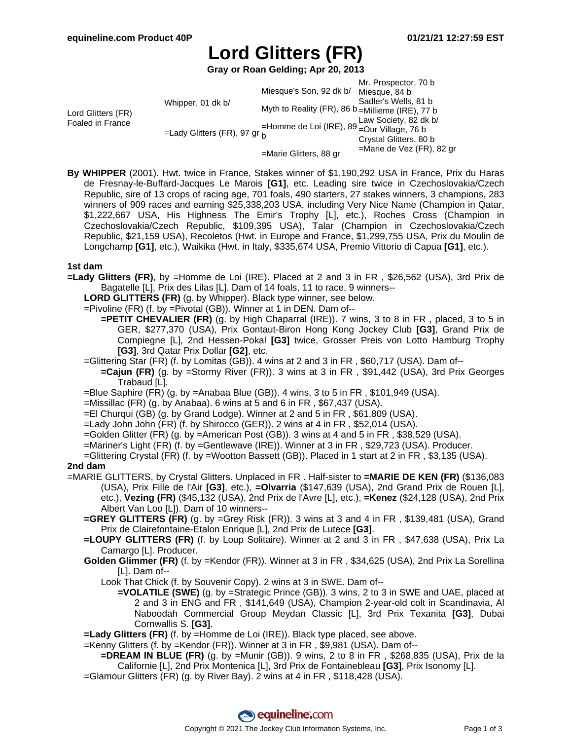# Lord Glitters (FR)

**Gray or Roan Gelding; Apr 20, 2013**

| | | | |
|---|---|---|---|
| Lord Glitters (FR) Foaled in France | Whipper, 01 dk b/ | Miesque's Son, 92 dk b/ | Mr. Prospector, 70 b |
| | | | Miesque, 84 b |
| | | Myth to Reality (FR), 86 b | Sadler's Wells, 81 b |
| | | | =Millieme (IRE), 77 b |
| | =Lady Glitters (FR), 97 gr | =Homme de Loi (IRE), 89 b | Law Society, 82 dk b/ |
| | | | =Our Village, 76 b |
| | | =Marie Glitters, 88 gr | Crystal Glitters, 80 b |
| | | | =Marie de Vez (FR), 82 gr |

**By WHIPPER** (2001). Hwt. twice in France, Stakes winner of $1,190,292 USA in France, Prix du Haras de Fresnay-le-Buffard-Jacques Le Marois **[G1]**, etc. Leading sire twice in Czechoslovakia/Czech Republic, sire of 13 crops of racing age, 701 foals, 490 starters, 27 stakes winners, 3 champions, 283 winners of 909 races and earning $25,338,203 USA, including Very Nice Name (Champion in Qatar, $1,222,667 USA, His Highness The Emir's Trophy [L], etc.), Roches Cross (Champion in Czechoslovakia/Czech Republic, $109,395 USA), Talar (Champion in Czechoslovakia/Czech Republic, $21,159 USA), Recoletos (Hwt. in Europe and France, $1,299,755 USA, Prix du Moulin de Longchamp **[G1]**, etc.), Waikika (Hwt. in Italy, $335,674 USA, Premio Vittorio di Capua **[G1]**, etc.).

### 1st dam

**=Lady Glitters (FR)**, by =Homme de Loi (IRE). Placed at 2 and 3 in FR , $26,562 (USA), 3rd Prix de Bagatelle [L], Prix des Lilas [L]. Dam of 14 foals, 11 to race, 9 winners--

- **LORD GLITTERS (FR)** (g. by Whipper). Black type winner, see below.
- =Pivoline (FR) (f. by =Pivotal (GB)). Winner at 1 in DEN. Dam of--
  - **=PETIT CHEVALIER (FR)** (g. by High Chaparral (IRE)). 7 wins, 3 to 8 in FR , placed, 3 to 5 in GER, $277,370 (USA), Prix Gontaut-Biron Hong Kong Jockey Club **[G3]**, Grand Prix de Compiegne [L], 2nd Hessen-Pokal **[G3]** twice, Grosser Preis von Lotto Hamburg Trophy **[G3]**, 3rd Qatar Prix Dollar **[G2]**, etc.
- =Glittering Star (FR) (f. by Lomitas (GB)). 4 wins at 2 and 3 in FR , $60,717 (USA). Dam of--
  - **=Cajun (FR)** (g. by =Stormy River (FR)). 3 wins at 3 in FR , $91,442 (USA), 3rd Prix Georges Trabaud [L].
- =Blue Saphire (FR) (g. by =Anabaa Blue (GB)). 4 wins, 3 to 5 in FR , $101,949 (USA).
- =Missillac (FR) (g. by Anabaa). 6 wins at 5 and 6 in FR , $67,437 (USA).
- =El Churqui (GB) (g. by Grand Lodge). Winner at 2 and 5 in FR , $61,809 (USA).
- =Lady John John (FR) (f. by Shirocco (GER)). 2 wins at 4 in FR , $52,014 (USA).
- =Golden Glitter (FR) (g. by =American Post (GB)). 3 wins at 4 and 5 in FR , $38,529 (USA).
- =Mariner's Light (FR) (f. by =Gentlewave (IRE)). Winner at 3 in FR , $29,723 (USA). Producer.
- =Glittering Crystal (FR) (f. by =Wootton Bassett (GB)). Placed in 1 start at 2 in FR , $3,135 (USA).

### 2nd dam

=MARIE GLITTERS, by Crystal Glitters. Unplaced in FR . Half-sister to **=MARIE DE KEN (FR)** ($136,083 (USA), Prix Fille de l'Air **[G3]**, etc.), **=Olvarria** ($147,639 (USA), 2nd Grand Prix de Rouen [L], etc.), **Vezing (FR)** ($45,132 (USA), 2nd Prix de l'Avre [L], etc.), **=Kenez** ($24,128 (USA), 2nd Prix Albert Van Loo [L]). Dam of 10 winners--

- **=GREY GLITTERS (FR)** (g. by =Grey Risk (FR)). 3 wins at 3 and 4 in FR , $139,481 (USA), Grand Prix de Clairefontaine-Etalon Enrique [L], 2nd Prix de Lutece **[G3]**.
- **=LOUPY GLITTERS (FR)** (f. by Loup Solitaire). Winner at 2 and 3 in FR , $47,638 (USA), Prix La Camargo [L]. Producer.
- **Golden Glimmer (FR)** (f. by =Kendor (FR)). Winner at 3 in FR , $34,625 (USA), 2nd Prix La Sorellina [L]. Dam of--
  - Look That Chick (f. by Souvenir Copy). 2 wins at 3 in SWE. Dam of--
    - **=VOLATILE (SWE)** (g. by =Strategic Prince (GB)). 3 wins, 2 to 3 in SWE and UAE, placed at 2 and 3 in ENG and FR , $141,649 (USA), Champion 2-year-old colt in Scandinavia, Al Naboodah Commercial Group Meydan Classic [L], 3rd Prix Texanita **[G3]**, Dubai Cornwallis S. **[G3]**.
- **=Lady Glitters (FR)** (f. by =Homme de Loi (IRE)). Black type placed, see above.
- =Kenny Glitters (f. by =Kendor (FR)). Winner at 3 in FR , $9,981 (USA). Dam of--
  - **=DREAM IN BLUE (FR)** (g. by =Munir (GB)). 9 wins, 2 to 8 in FR , $268,835 (USA), Prix de la Californie [L], 2nd Prix Montenica [L], 3rd Prix de Fontainebleau **[G3]**, Prix Isonomy [L].
- =Glamour Glitters (FR) (g. by River Bay). 2 wins at 4 in FR , $118,428 (USA).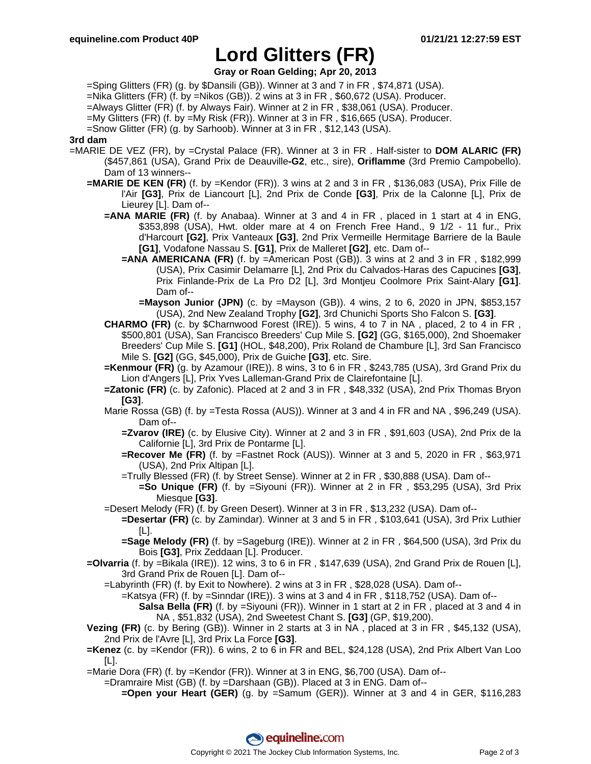# Lord Glitters (FR)

**Gray or Roan Gelding; Apr 20, 2013**

=Sping Glitters (FR) (g. by $Dansili (GB)). Winner at 3 and 7 in FR , $74,871 (USA).
=Nika Glitters (FR) (f. by =Nikos (GB)). 2 wins at 3 in FR , $60,672 (USA). Producer.
=Always Glitter (FR) (f. by Always Fair). Winner at 2 in FR , $38,061 (USA). Producer.
=My Glitters (FR) (f. by =My Risk (FR)). Winner at 3 in FR , $16,665 (USA). Producer.
=Snow Glitter (FR) (g. by Sarhoob). Winner at 3 in FR , $12,143 (USA).

**3rd dam**

=MARIE DE VEZ (FR), by =Crystal Palace (FR). Winner at 3 in FR . Half-sister to **DOM ALARIC (FR)** ($457,861 (USA), Grand Prix de Deauville**-G2**, etc., sire), **Oriflamme** (3rd Premio Campobello). Dam of 13 winners--

**=MARIE DE KEN (FR)** (f. by =Kendor (FR)). 3 wins at 2 and 3 in FR , $136,083 (USA), Prix Fille de l'Air **[G3]**, Prix de Liancourt [L], 2nd Prix de Conde **[G3]**, Prix de la Calonne [L], Prix de Lieurey [L]. Dam of--

**=ANA MARIE (FR)** (f. by Anabaa). Winner at 3 and 4 in FR , placed in 1 start at 4 in ENG, $353,898 (USA), Hwt. older mare at 4 on French Free Hand., 9 1/2 - 11 fur., Prix d'Harcourt **[G2]**, Prix Vanteaux **[G3]**, 2nd Prix Vermeille Hermitage Barriere de la Baule **[G1]**, Vodafone Nassau S. **[G1]**, Prix de Malleret **[G2]**, etc. Dam of--

**=ANA AMERICANA (FR)** (f. by =American Post (GB)). 3 wins at 2 and 3 in FR , $182,999 (USA), Prix Casimir Delamarre [L], 2nd Prix du Calvados-Haras des Capucines **[G3]**, Prix Finlande-Prix de La Pro D2 [L], 3rd Montjeu Coolmore Prix Saint-Alary **[G1]**. Dam of--

**=Mayson Junior (JPN)** (c. by =Mayson (GB)). 4 wins, 2 to 6, 2020 in JPN, $853,157 (USA), 2nd New Zealand Trophy **[G2]**, 3rd Chunichi Sports Sho Falcon S. **[G3]**.

**CHARMO (FR)** (c. by $Charnwood Forest (IRE)). 5 wins, 4 to 7 in NA , placed, 2 to 4 in FR , $500,801 (USA), San Francisco Breeders' Cup Mile S. **[G2]** (GG, $165,000), 2nd Shoemaker Breeders' Cup Mile S. **[G1]** (HOL, $48,200), Prix Roland de Chambure [L], 3rd San Francisco Mile S. **[G2]** (GG, $45,000), Prix de Guiche **[G3]**, etc. Sire.

**=Kenmour (FR)** (g. by Azamour (IRE)). 8 wins, 3 to 6 in FR , $243,785 (USA), 3rd Grand Prix du Lion d'Angers [L], Prix Yves Lalleman-Grand Prix de Clairefontaine [L].

**=Zatonic (FR)** (c. by Zafonic). Placed at 2 and 3 in FR , $48,332 (USA), 2nd Prix Thomas Bryon **[G3]**.

Marie Rossa (GB) (f. by =Testa Rossa (AUS)). Winner at 3 and 4 in FR and NA , $96,249 (USA). Dam of--

**=Zvarov (IRE)** (c. by Elusive City). Winner at 2 and 3 in FR , $91,603 (USA), 2nd Prix de la Californie [L], 3rd Prix de Pontarme [L].

**=Recover Me (FR)** (f. by =Fastnet Rock (AUS)). Winner at 3 and 5, 2020 in FR , $63,971 (USA), 2nd Prix Altipan [L].

=Trully Blessed (FR) (f. by Street Sense). Winner at 2 in FR , $30,888 (USA). Dam of--

**=So Unique (FR)** (f. by =Siyouni (FR)). Winner at 2 in FR , $53,295 (USA), 3rd Prix Miesque **[G3]**.

=Desert Melody (FR) (f. by Green Desert). Winner at 3 in FR , $13,232 (USA). Dam of--

**=Desertar (FR)** (c. by Zamindar). Winner at 3 and 5 in FR , $103,641 (USA), 3rd Prix Luthier [L].

**=Sage Melody (FR)** (f. by =Sageburg (IRE)). Winner at 2 in FR , $64,500 (USA), 3rd Prix du Bois **[G3]**, Prix Zeddaan [L]. Producer.

**=Olvarria** (f. by =Bikala (IRE)). 12 wins, 3 to 6 in FR , $147,639 (USA), 2nd Grand Prix de Rouen [L], 3rd Grand Prix de Rouen [L]. Dam of--

=Labyrinth (FR) (f. by Exit to Nowhere). 2 wins at 3 in FR , $28,028 (USA). Dam of--

=Katsya (FR) (f. by =Sinndar (IRE)). 3 wins at 3 and 4 in FR , $118,752 (USA). Dam of--

**Salsa Bella (FR)** (f. by =Siyouni (FR)). Winner in 1 start at 2 in FR , placed at 3 and 4 in NA , $51,832 (USA), 2nd Sweetest Chant S. **[G3]** (GP, $19,200).

**Vezing (FR)** (c. by Bering (GB)). Winner in 2 starts at 3 in NA , placed at 3 in FR , $45,132 (USA), 2nd Prix de l'Avre [L], 3rd Prix La Force **[G3]**.

**=Kenez** (c. by =Kendor (FR)). 6 wins, 2 to 6 in FR and BEL, $24,128 (USA), 2nd Prix Albert Van Loo [L].

=Marie Dora (FR) (f. by =Kendor (FR)). Winner at 3 in ENG, $6,700 (USA). Dam of--

=Dramraire Mist (GB) (f. by =Darshaan (GB)). Placed at 3 in ENG. Dam of--

**=Open your Heart (GER)** (g. by =Samum (GER)). Winner at 3 and 4 in GER, $116,283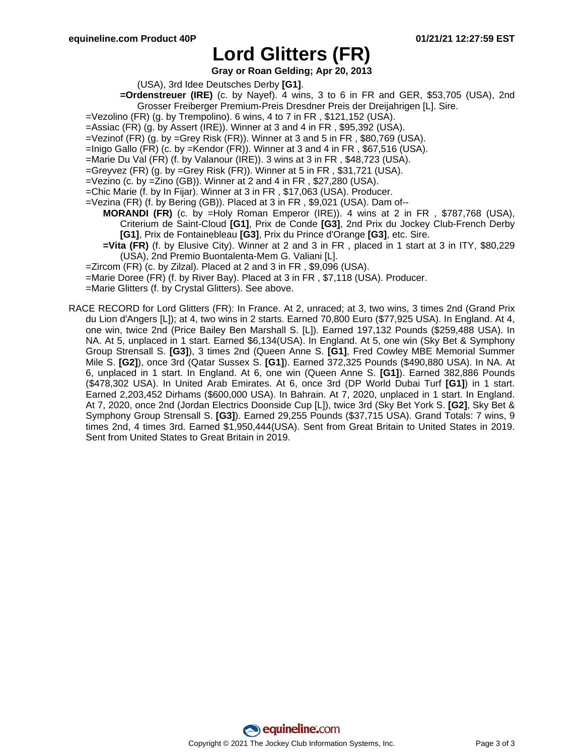# Lord Glitters (FR)

**Gray or Roan Gelding; Apr 20, 2013**

(USA), 3rd Idee Deutsches Derby **[G1]**.

**=Ordenstreuer (IRE)** (c. by Nayef). 4 wins, 3 to 6 in FR and GER, $53,705 (USA), 2nd Grosser Freiberger Premium-Preis Dresdner Preis der Dreijahrigen [L]. Sire.

=Vezolino (FR) (g. by Trempolino). 6 wins, 4 to 7 in FR , $121,152 (USA).

=Assiac (FR) (g. by Assert (IRE)). Winner at 3 and 4 in FR , $95,392 (USA).

=Vezinof (FR) (g. by =Grey Risk (FR)). Winner at 3 and 5 in FR , $80,769 (USA).

=Inigo Gallo (FR) (c. by =Kendor (FR)). Winner at 3 and 4 in FR , $67,516 (USA).

=Marie Du Val (FR) (f. by Valanour (IRE)). 3 wins at 3 in FR , $48,723 (USA).

=Greyvez (FR) (g. by =Grey Risk (FR)). Winner at 5 in FR , $31,721 (USA).

=Vezino (c. by =Zino (GB)). Winner at 2 and 4 in FR , $27,280 (USA).

=Chic Marie (f. by In Fijar). Winner at 3 in FR , $17,063 (USA). Producer.

=Vezina (FR) (f. by Bering (GB)). Placed at 3 in FR , $9,021 (USA). Dam of--

**MORANDI (FR)** (c. by =Holy Roman Emperor (IRE)). 4 wins at 2 in FR , $787,768 (USA), Criterium de Saint-Cloud **[G1]**, Prix de Conde **[G3]**, 2nd Prix du Jockey Club-French Derby **[G1]**, Prix de Fontainebleau **[G3]**, Prix du Prince d'Orange **[G3]**, etc. Sire.

**=Vita (FR)** (f. by Elusive City). Winner at 2 and 3 in FR , placed in 1 start at 3 in ITY, $80,229 (USA), 2nd Premio Buontalenta-Mem G. Valiani [L].

=Zircom (FR) (c. by Zilzal). Placed at 2 and 3 in FR , $9,096 (USA).

=Marie Doree (FR) (f. by River Bay). Placed at 3 in FR , $7,118 (USA). Producer.

=Marie Glitters (f. by Crystal Glitters). See above.

RACE RECORD for Lord Glitters (FR): In France. At 2, unraced; at 3, two wins, 3 times 2nd (Grand Prix du Lion d'Angers [L]); at 4, two wins in 2 starts. Earned 70,800 Euro ($77,925 USA). In England. At 4, one win, twice 2nd (Price Bailey Ben Marshall S. [L]). Earned 197,132 Pounds ($259,488 USA). In NA. At 5, unplaced in 1 start. Earned $6,134(USA). In England. At 5, one win (Sky Bet & Symphony Group Strensall S. **[G3]**), 3 times 2nd (Queen Anne S. **[G1]**, Fred Cowley MBE Memorial Summer Mile S. **[G2]**), once 3rd (Qatar Sussex S. **[G1]**). Earned 372,325 Pounds ($490,880 USA). In NA. At 6, unplaced in 1 start. In England. At 6, one win (Queen Anne S. **[G1]**). Earned 382,886 Pounds ($478,302 USA). In United Arab Emirates. At 6, once 3rd (DP World Dubai Turf **[G1]**) in 1 start. Earned 2,203,452 Dirhams ($600,000 USA). In Bahrain. At 7, 2020, unplaced in 1 start. In England. At 7, 2020, once 2nd (Jordan Electrics Doonside Cup [L]), twice 3rd (Sky Bet York S. **[G2]**, Sky Bet & Symphony Group Strensall S. **[G3]**). Earned 29,255 Pounds ($37,715 USA). Grand Totals: 7 wins, 9 times 2nd, 4 times 3rd. Earned $1,950,444(USA). Sent from Great Britain to United States in 2019. Sent from United States to Great Britain in 2019.